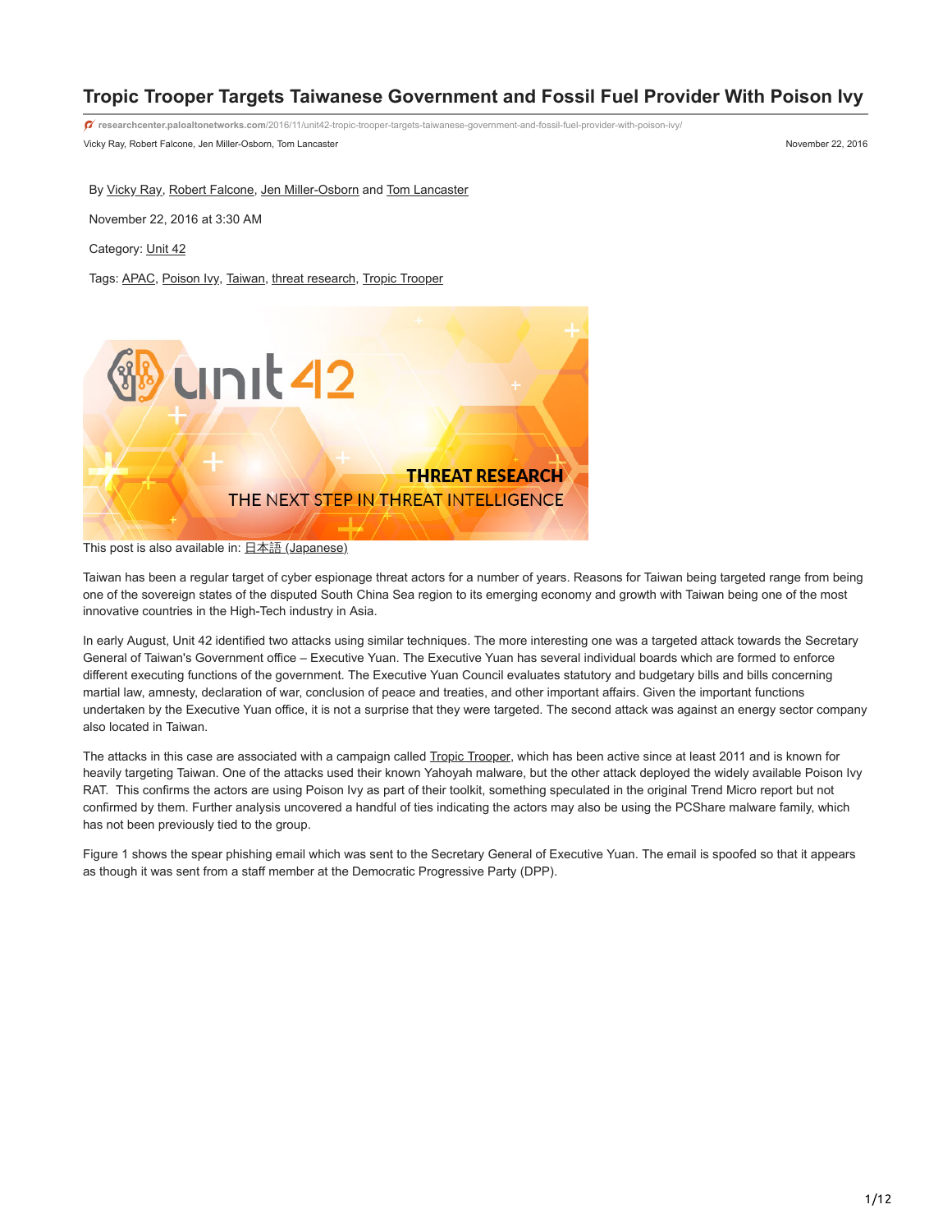# Tropic Trooper Targets Taiwanese Government and Fossil Fuel Provider With Poison Ivy

researchcenter.paloaltonetworks.com/2016/11/unit42-tropic-trooper-targets-taiwanese-government-and-fossil-fuel-provider-with-poison-ivy/

Vicky Ray, Robert Falcone, Jen Miller-Osborn, Tom Lancaster

November 22, 2016

By Vicky Ray, Robert Falcone, Jen Miller-Osborn and Tom Lancaster

November 22, 2016 at 3:30 AM

Category: Unit 42

Tags: APAC, Poison Ivy, Taiwan, threat research, Tropic Trooper

This post is also available in: 日本語 (Japanese)

Taiwan has been a regular target of cyber espionage threat actors for a number of years. Reasons for Taiwan being targeted range from being one of the sovereign states of the disputed South China Sea region to its emerging economy and growth with Taiwan being one of the most innovative countries in the High-Tech industry in Asia.

In early August, Unit 42 identified two attacks using similar techniques. The more interesting one was a targeted attack towards the Secretary General of Taiwan's Government office – Executive Yuan. The Executive Yuan has several individual boards which are formed to enforce different executing functions of the government. The Executive Yuan Council evaluates statutory and budgetary bills and bills concerning martial law, amnesty, declaration of war, conclusion of peace and treaties, and other important affairs. Given the important functions undertaken by the Executive Yuan office, it is not a surprise that they were targeted. The second attack was against an energy sector company also located in Taiwan.

The attacks in this case are associated with a campaign called Tropic Trooper, which has been active since at least 2011 and is known for heavily targeting Taiwan. One of the attacks used their known Yahoyah malware, but the other attack deployed the widely available Poison Ivy RAT. This confirms the actors are using Poison Ivy as part of their toolkit, something speculated in the original Trend Micro report but not confirmed by them. Further analysis uncovered a handful of ties indicating the actors may also be using the PCShare malware family, which has not been previously tied to the group.

Figure 1 shows the spear phishing email which was sent to the Secretary General of Executive Yuan. The email is spoofed so that it appears as though it was sent from a staff member at the Democratic Progressive Party (DPP).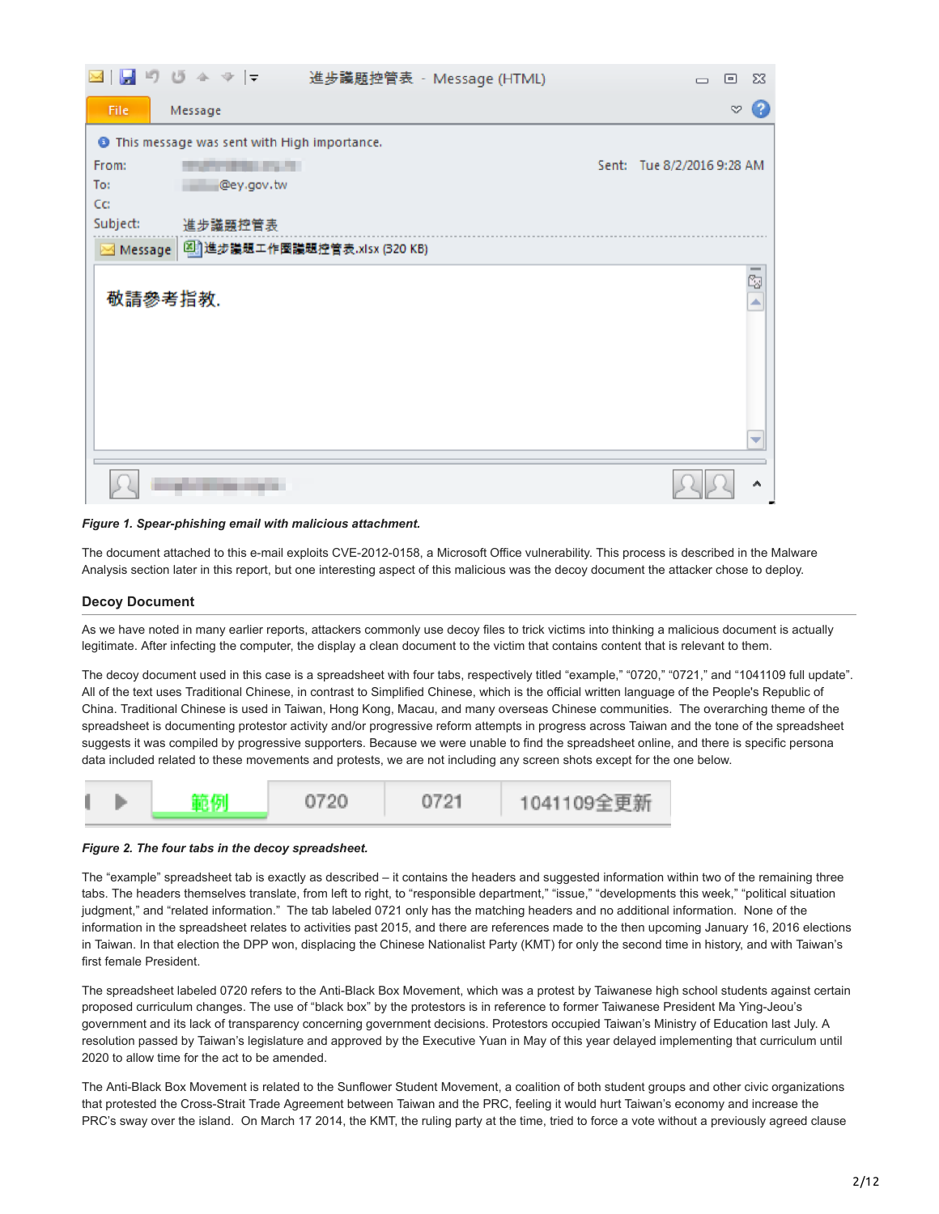*Figure 1. Spear-phishing email with malicious attachment.*

The document attached to this e-mail exploits CVE-2012-0158, a Microsoft Office vulnerability. This process is described in the Malware Analysis section later in this report, but one interesting aspect of this malicious was the decoy document the attacker chose to deploy.

### Decoy Document

As we have noted in many earlier reports, attackers commonly use decoy files to trick victims into thinking a malicious document is actually legitimate. After infecting the computer, the display a clean document to the victim that contains content that is relevant to them.

The decoy document used in this case is a spreadsheet with four tabs, respectively titled "example," "0720," "0721," and "1041109 full update". All of the text uses Traditional Chinese, in contrast to Simplified Chinese, which is the official written language of the People's Republic of China. Traditional Chinese is used in Taiwan, Hong Kong, Macau, and many overseas Chinese communities. The overarching theme of the spreadsheet is documenting protestor activity and/or progressive reform attempts in progress across Taiwan and the tone of the spreadsheet suggests it was compiled by progressive supporters. Because we were unable to find the spreadsheet online, and there is specific persona data included related to these movements and protests, we are not including any screen shots except for the one below.

*Figure 2. The four tabs in the decoy spreadsheet.*

The "example" spreadsheet tab is exactly as described – it contains the headers and suggested information within two of the remaining three tabs. The headers themselves translate, from left to right, to "responsible department," "issue," "developments this week," "political situation judgment," and "related information." The tab labeled 0721 only has the matching headers and no additional information. None of the information in the spreadsheet relates to activities past 2015, and there are references made to the then upcoming January 16, 2016 elections in Taiwan. In that election the DPP won, displacing the Chinese Nationalist Party (KMT) for only the second time in history, and with Taiwan's first female President.

The spreadsheet labeled 0720 refers to the Anti-Black Box Movement, which was a protest by Taiwanese high school students against certain proposed curriculum changes. The use of "black box" by the protestors is in reference to former Taiwanese President Ma Ying-Jeou's government and its lack of transparency concerning government decisions. Protestors occupied Taiwan's Ministry of Education last July. A resolution passed by Taiwan's legislature and approved by the Executive Yuan in May of this year delayed implementing that curriculum until 2020 to allow time for the act to be amended.

The Anti-Black Box Movement is related to the Sunflower Student Movement, a coalition of both student groups and other civic organizations that protested the Cross-Strait Trade Agreement between Taiwan and the PRC, feeling it would hurt Taiwan's economy and increase the PRC's sway over the island. On March 17 2014, the KMT, the ruling party at the time, tried to force a vote without a previously agreed clause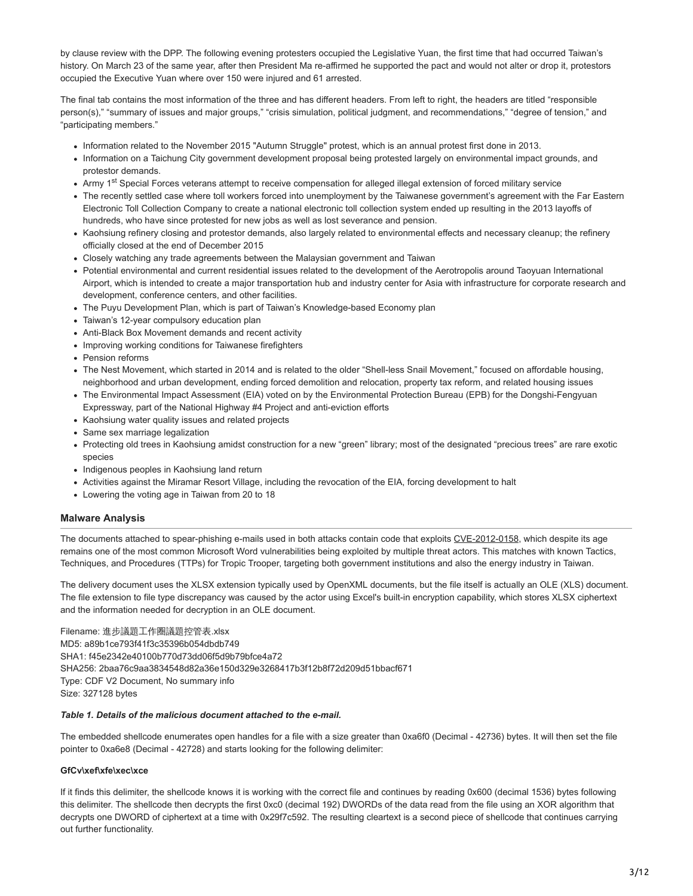by clause review with the DPP. The following evening protesters occupied the Legislative Yuan, the first time that had occurred Taiwan's history. On March 23 of the same year, after then President Ma re-affirmed he supported the pact and would not alter or drop it, protestors occupied the Executive Yuan where over 150 were injured and 61 arrested.

The final tab contains the most information of the three and has different headers. From left to right, the headers are titled "responsible person(s)," "summary of issues and major groups," "crisis simulation, political judgment, and recommendations," "degree of tension," and "participating members."

- Information related to the November 2015 "Autumn Struggle" protest, which is an annual protest first done in 2013.
- Information on a Taichung City government development proposal being protested largely on environmental impact grounds, and protestor demands.
- Army 1st Special Forces veterans attempt to receive compensation for alleged illegal extension of forced military service
- The recently settled case where toll workers forced into unemployment by the Taiwanese government's agreement with the Far Eastern Electronic Toll Collection Company to create a national electronic toll collection system ended up resulting in the 2013 layoffs of hundreds, who have since protested for new jobs as well as lost severance and pension.
- Kaohsiung refinery closing and protestor demands, also largely related to environmental effects and necessary cleanup; the refinery officially closed at the end of December 2015
- Closely watching any trade agreements between the Malaysian government and Taiwan
- Potential environmental and current residential issues related to the development of the Aerotropolis around Taoyuan International Airport, which is intended to create a major transportation hub and industry center for Asia with infrastructure for corporate research and development, conference centers, and other facilities.
- The Puyu Development Plan, which is part of Taiwan's Knowledge-based Economy plan
- Taiwan's 12-year compulsory education plan
- Anti-Black Box Movement demands and recent activity
- Improving working conditions for Taiwanese firefighters
- Pension reforms
- The Nest Movement, which started in 2014 and is related to the older "Shell-less Snail Movement," focused on affordable housing, neighborhood and urban development, ending forced demolition and relocation, property tax reform, and related housing issues
- The Environmental Impact Assessment (EIA) voted on by the Environmental Protection Bureau (EPB) for the Dongshi-Fengyuan Expressway, part of the National Highway #4 Project and anti-eviction efforts
- Kaohsiung water quality issues and related projects
- Same sex marriage legalization
- Protecting old trees in Kaohsiung amidst construction for a new "green" library; most of the designated "precious trees" are rare exotic species
- Indigenous peoples in Kaohsiung land return
- Activities against the Miramar Resort Village, including the revocation of the EIA, forcing development to halt
- Lowering the voting age in Taiwan from 20 to 18

### Malware Analysis

The documents attached to spear-phishing e-mails used in both attacks contain code that exploits CVE-2012-0158, which despite its age remains one of the most common Microsoft Word vulnerabilities being exploited by multiple threat actors. This matches with known Tactics, Techniques, and Procedures (TTPs) for Tropic Trooper, targeting both government institutions and also the energy industry in Taiwan.

The delivery document uses the XLSX extension typically used by OpenXML documents, but the file itself is actually an OLE (XLS) document. The file extension to file type discrepancy was caused by the actor using Excel's built-in encryption capability, which stores XLSX ciphertext and the information needed for decryption in an OLE document.

Filename: 進步議題工作圈議題控管表.xlsx
MD5: a89b1ce793f41f3c35396b054dbdb749
SHA1: f45e2342e40100b770d73dd06f5d9b79bfce4a72
SHA256: 2baa76c9aa3834548d82a36e150d329e3268417b3f12b8f72d209d51bbacf671
Type: CDF V2 Document, No summary info
Size: 327128 bytes

***Table 1. Details of the malicious document attached to the e-mail.***

The embedded shellcode enumerates open handles for a file with a size greater than 0xa6f0 (Decimal - 42736) bytes. It will then set the file pointer to 0xa6e8 (Decimal - 42728) and starts looking for the following delimiter:

**GfCv\xef\xfe\xec\xce**

If it finds this delimiter, the shellcode knows it is working with the correct file and continues by reading 0x600 (decimal 1536) bytes following this delimiter. The shellcode then decrypts the first 0xc0 (decimal 192) DWORDs of the data read from the file using an XOR algorithm that decrypts one DWORD of ciphertext at a time with 0x29f7c592. The resulting cleartext is a second piece of shellcode that continues carrying out further functionality.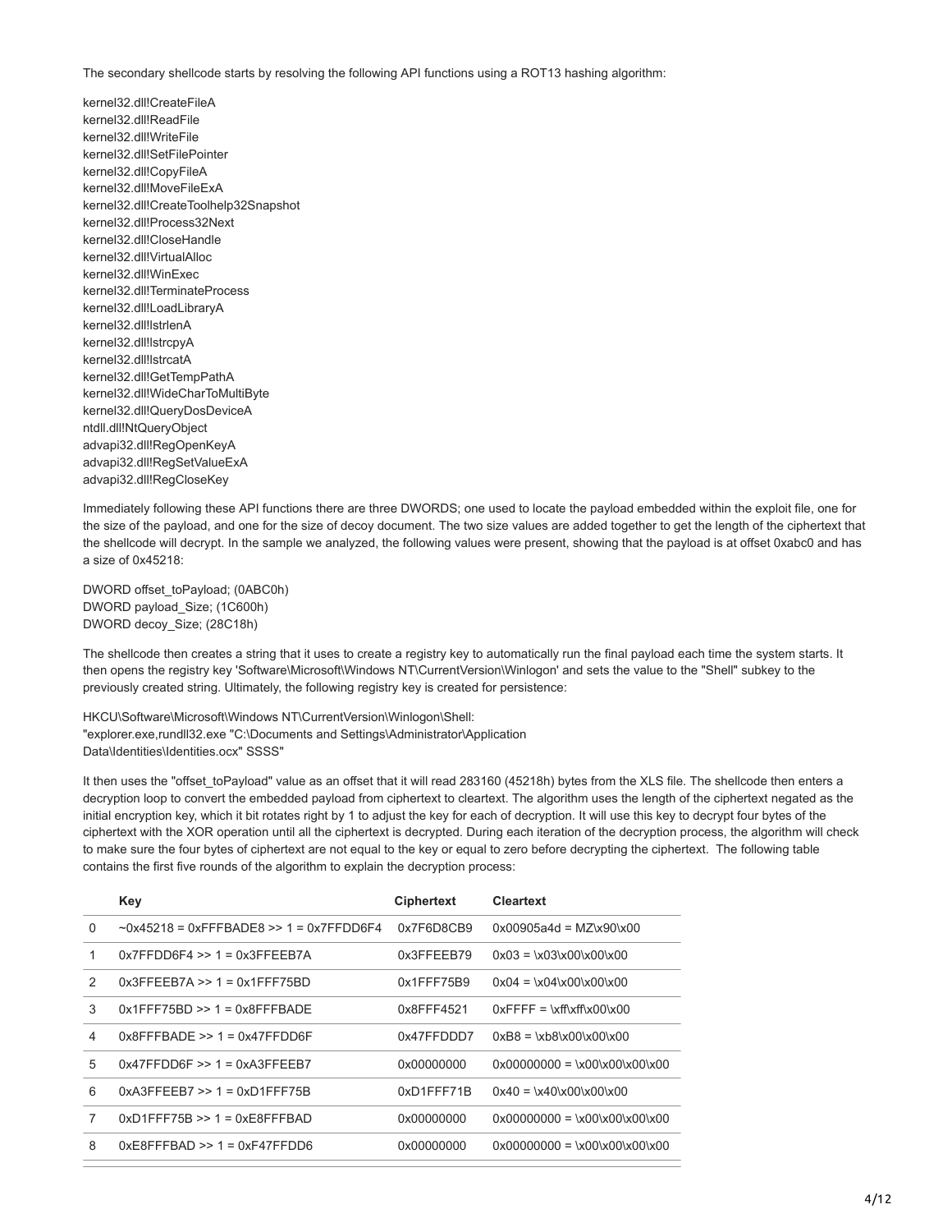The secondary shellcode starts by resolving the following API functions using a ROT13 hashing algorithm:

kernel32.dll!CreateFileA
kernel32.dll!ReadFile
kernel32.dll!WriteFile
kernel32.dll!SetFilePointer
kernel32.dll!CopyFileA
kernel32.dll!MoveFileExA
kernel32.dll!CreateToolhelp32Snapshot
kernel32.dll!Process32Next
kernel32.dll!CloseHandle
kernel32.dll!VirtualAlloc
kernel32.dll!WinExec
kernel32.dll!TerminateProcess
kernel32.dll!LoadLibraryA
kernel32.dll!lstrlenA
kernel32.dll!lstrcpyA
kernel32.dll!lstrcatA
kernel32.dll!GetTempPathA
kernel32.dll!WideCharToMultiByte
kernel32.dll!QueryDosDeviceA
ntdll.dll!NtQueryObject
advapi32.dll!RegOpenKeyA
advapi32.dll!RegSetValueExA
advapi32.dll!RegCloseKey

Immediately following these API functions there are three DWORDS; one used to locate the payload embedded within the exploit file, one for the size of the payload, and one for the size of decoy document. The two size values are added together to get the length of the ciphertext that the shellcode will decrypt. In the sample we analyzed, the following values were present, showing that the payload is at offset 0xabc0 and has a size of 0x45218:

DWORD offset_toPayload; (0ABC0h)
DWORD payload_Size; (1C600h)
DWORD decoy_Size; (28C18h)

The shellcode then creates a string that it uses to create a registry key to automatically run the final payload each time the system starts. It then opens the registry key 'Software\Microsoft\Windows NT\CurrentVersion\Winlogon' and sets the value to the "Shell" subkey to the previously created string. Ultimately, the following registry key is created for persistence:

HKCU\Software\Microsoft\Windows NT\CurrentVersion\Winlogon\Shell:
"explorer.exe,rundll32.exe "C:\Documents and Settings\Administrator\Application Data\Identities\Identities.ocx" SSSS"

It then uses the "offset_toPayload" value as an offset that it will read 283160 (45218h) bytes from the XLS file. The shellcode then enters a decryption loop to convert the embedded payload from ciphertext to cleartext. The algorithm uses the length of the ciphertext negated as the initial encryption key, which it bit rotates right by 1 to adjust the key for each of decryption. It will use this key to decrypt four bytes of the ciphertext with the XOR operation until all the ciphertext is decrypted. During each iteration of the decryption process, the algorithm will check to make sure the four bytes of ciphertext are not equal to the key or equal to zero before decrypting the ciphertext. The following table contains the first five rounds of the algorithm to explain the decryption process:

| | Key | Ciphertext | Cleartext |
|---|---|---|---|
| 0 | ~0x45218 = 0xFFFBADE8 >> 1 = 0x7FFDD6F4 | 0x7F6D8CB9 | 0x00905a4d = MZ\x90\x00 |
| 1 | 0x7FFDD6F4 >> 1 = 0x3FFEEB7A | 0x3FFEEB79 | 0x03 = \x03\x00\x00\x00 |
| 2 | 0x3FFEEB7A >> 1 = 0x1FFF75BD | 0x1FFF75B9 | 0x04 = \x04\x00\x00\x00 |
| 3 | 0x1FFF75BD >> 1 = 0x8FFFBADE | 0x8FFF4521 | 0xFFFF = \xff\xff\x00\x00 |
| 4 | 0x8FFFBADE >> 1 = 0x47FFDD6F | 0x47FFDDD7 | 0xB8 = \xb8\x00\x00\x00 |
| 5 | 0x47FFDD6F >> 1 = 0xA3FFEEB7 | 0x00000000 | 0x00000000 = \x00\x00\x00\x00 |
| 6 | 0xA3FFEEB7 >> 1 = 0xD1FFF75B | 0xD1FFF71B | 0x40 = \x40\x00\x00\x00 |
| 7 | 0xD1FFF75B >> 1 = 0xE8FFFBAD | 0x00000000 | 0x00000000 = \x00\x00\x00\x00 |
| 8 | 0xE8FFFBAD >> 1 = 0xF47FFDD6 | 0x00000000 | 0x00000000 = \x00\x00\x00\x00 |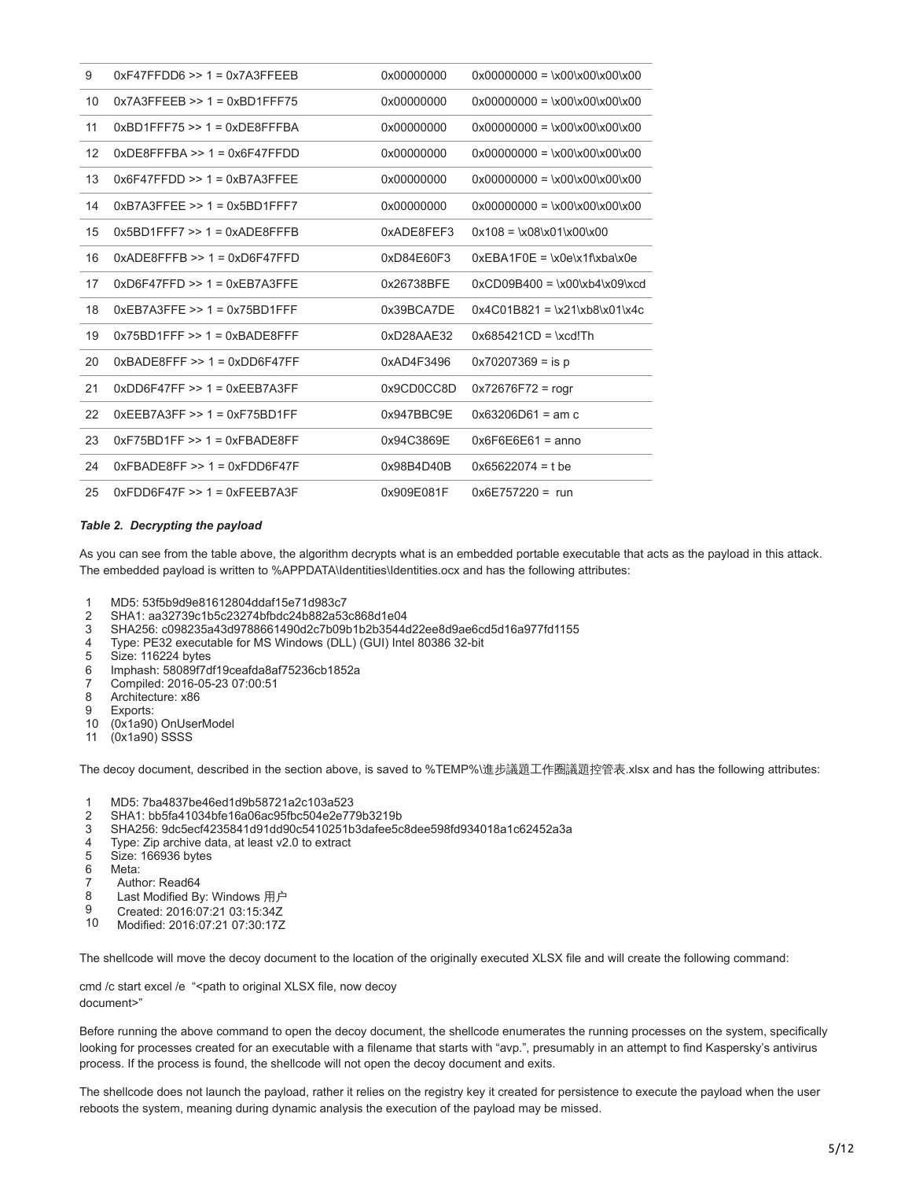| | | | |
|---|---|---|---|
| 9 | 0xF47FFDD6 >> 1 = 0x7A3FFEEB | 0x00000000 | 0x00000000 = \x00\x00\x00\x00 |
| 10 | 0x7A3FFEEB >> 1 = 0xBD1FFF75 | 0x00000000 | 0x00000000 = \x00\x00\x00\x00 |
| 11 | 0xBD1FFF75 >> 1 = 0xDE8FFFBA | 0x00000000 | 0x00000000 = \x00\x00\x00\x00 |
| 12 | 0xDE8FFFBA >> 1 = 0x6F47FFDD | 0x00000000 | 0x00000000 = \x00\x00\x00\x00 |
| 13 | 0x6F47FFDD >> 1 = 0xB7A3FFEE | 0x00000000 | 0x00000000 = \x00\x00\x00\x00 |
| 14 | 0xB7A3FFEE >> 1 = 0x5BD1FFF7 | 0x00000000 | 0x00000000 = \x00\x00\x00\x00 |
| 15 | 0x5BD1FFF7 >> 1 = 0xADE8FFFB | 0xADE8FEF3 | 0x108 = \x08\x01\x00\x00 |
| 16 | 0xADE8FFFB >> 1 = 0xD6F47FFD | 0xD84E60F3 | 0xEBA1F0E = \x0e\x1f\xba\x0e |
| 17 | 0xD6F47FFD >> 1 = 0xEB7A3FFE | 0x26738BFE | 0xCD09B400 = \x00\xb4\x09\xcd |
| 18 | 0xEB7A3FFE >> 1 = 0x75BD1FFF | 0x39BCA7DE | 0x4C01B821 = \x21\xb8\x01\x4c |
| 19 | 0x75BD1FFF >> 1 = 0xBADE8FFF | 0xD28AAE32 | 0x685421CD = \xcd!Th |
| 20 | 0xBADE8FFF >> 1 = 0xDD6F47FF | 0xAD4F3496 | 0x70207369 = is p |
| 21 | 0xDD6F47FF >> 1 = 0xEEB7A3FF | 0x9CD0CC8D | 0x72676F72 = rogr |
| 22 | 0xEEB7A3FF >> 1 = 0xF75BD1FF | 0x947BBC9E | 0x63206D61 = am c |
| 23 | 0xF75BD1FF >> 1 = 0xFBADE8FF | 0x94C3869E | 0x6F6E6E61 = anno |
| 24 | 0xFBADE8FF >> 1 = 0xFDD6F47F | 0x98B4D40B | 0x65622074 = t be |
| 25 | 0xFDD6F47F >> 1 = 0xFEEB7A3F | 0x909E081F | 0x6E757220 = run |

***Table 2. Decrypting the payload***

As you can see from the table above, the algorithm decrypts what is an embedded portable executable that acts as the payload in this attack. The embedded payload is written to %APPDATA\Identities\Identities.ocx and has the following attributes:

```
1   MD5: 53f5b9d9e81612804ddaf15e71d983c7
2   SHA1: aa32739c1b5c23274bfbdc24b882a53c868d1e04
3   SHA256: c098235a43d9788661490d2c7b09b1b2b3544d22ee8d9ae6cd5d16a977fd1155
4   Type: PE32 executable for MS Windows (DLL) (GUI) Intel 80386 32-bit
5   Size: 116224 bytes
6   Imphash: 58089f7df19ceafda8af75236cb1852a
7   Compiled: 2016-05-23 07:00:51
8   Architecture: x86
9   Exports:
10  (0x1a90) OnUserModel
11  (0x1a90) SSSS
```

The decoy document, described in the section above, is saved to %TEMP%\進步議題工作圈議題控管表.xlsx and has the following attributes:

```
1   MD5: 7ba4837be46ed1d9b58721a2c103a523
2   SHA1: bb5fa41034bfe16a06ac95fbc504e2e779b3219b
3   SHA256: 9dc5ecf4235841d91dd90c5410251b3dafee5c8dee598fd934018a1c62452a3a
4   Type: Zip archive data, at least v2.0 to extract
5   Size: 166936 bytes
6   Meta:
7     Author: Read64
8     Last Modified By: Windows 用户
9     Created: 2016:07:21 03:15:34Z
10    Modified: 2016:07:21 07:30:17Z
```

The shellcode will move the decoy document to the location of the originally executed XLSX file and will create the following command:

cmd /c start excel /e "<path to original XLSX file, now decoy document>"

Before running the above command to open the decoy document, the shellcode enumerates the running processes on the system, specifically looking for processes created for an executable with a filename that starts with "avp.", presumably in an attempt to find Kaspersky's antivirus process. If the process is found, the shellcode will not open the decoy document and exits.

The shellcode does not launch the payload, rather it relies on the registry key it created for persistence to execute the payload when the user reboots the system, meaning during dynamic analysis the execution of the payload may be missed.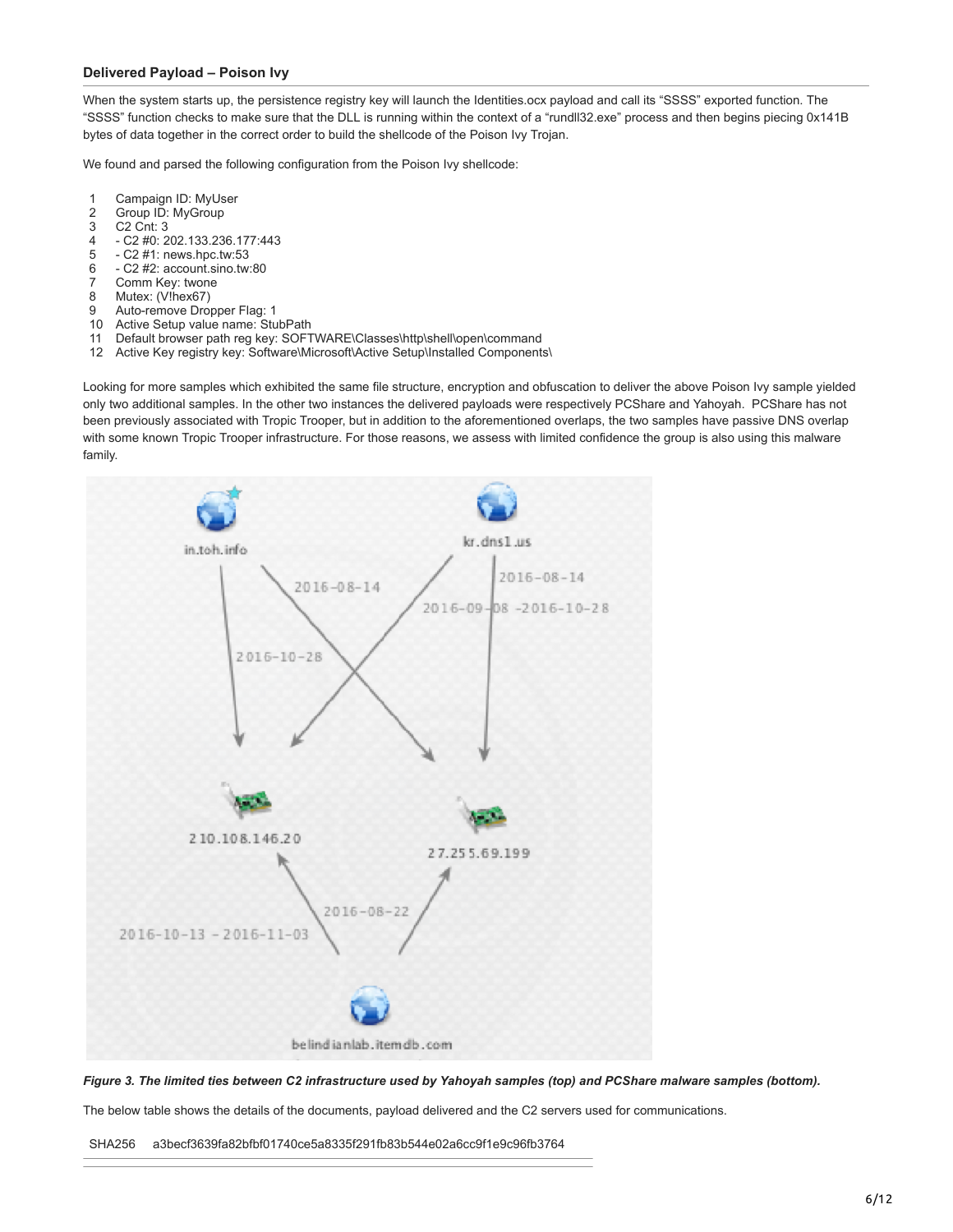### Delivered Payload – Poison Ivy

When the system starts up, the persistence registry key will launch the Identities.ocx payload and call its "SSSS" exported function. The "SSSS" function checks to make sure that the DLL is running within the context of a "rundll32.exe" process and then begins piecing 0x141B bytes of data together in the correct order to build the shellcode of the Poison Ivy Trojan.

We found and parsed the following configuration from the Poison Ivy shellcode:

```
1  Campaign ID: MyUser
2  Group ID: MyGroup
3  C2 Cnt: 3
4  - C2 #0: 202.133.236.177:443
5  - C2 #1: news.hpc.tw:53
6  - C2 #2: account.sino.tw:80
7  Comm Key: twone
8  Mutex: (V!hex67)
9  Auto-remove Dropper Flag: 1
10 Active Setup value name: StubPath
11 Default browser path reg key: SOFTWARE\Classes\http\shell\open\command
12 Active Key registry key: Software\Microsoft\Active Setup\Installed Components\
```

Looking for more samples which exhibited the same file structure, encryption and obfuscation to deliver the above Poison Ivy sample yielded only two additional samples. In the other two instances the delivered payloads were respectively PCShare and Yahoyah. PCShare has not been previously associated with Tropic Trooper, but in addition to the aforementioned overlaps, the two samples have passive DNS overlap with some known Tropic Trooper infrastructure. For those reasons, we assess with limited confidence the group is also using this malware family.

*Figure 3. The limited ties between C2 infrastructure used by Yahoyah samples (top) and PCShare malware samples (bottom).*

The below table shows the details of the documents, payload delivered and the C2 servers used for communications.

| SHA256 | a3becf3639fa82bfbf01740ce5a8335f291fb83b544e02a6cc9f1e9c96fb3764 |
| --- | --- |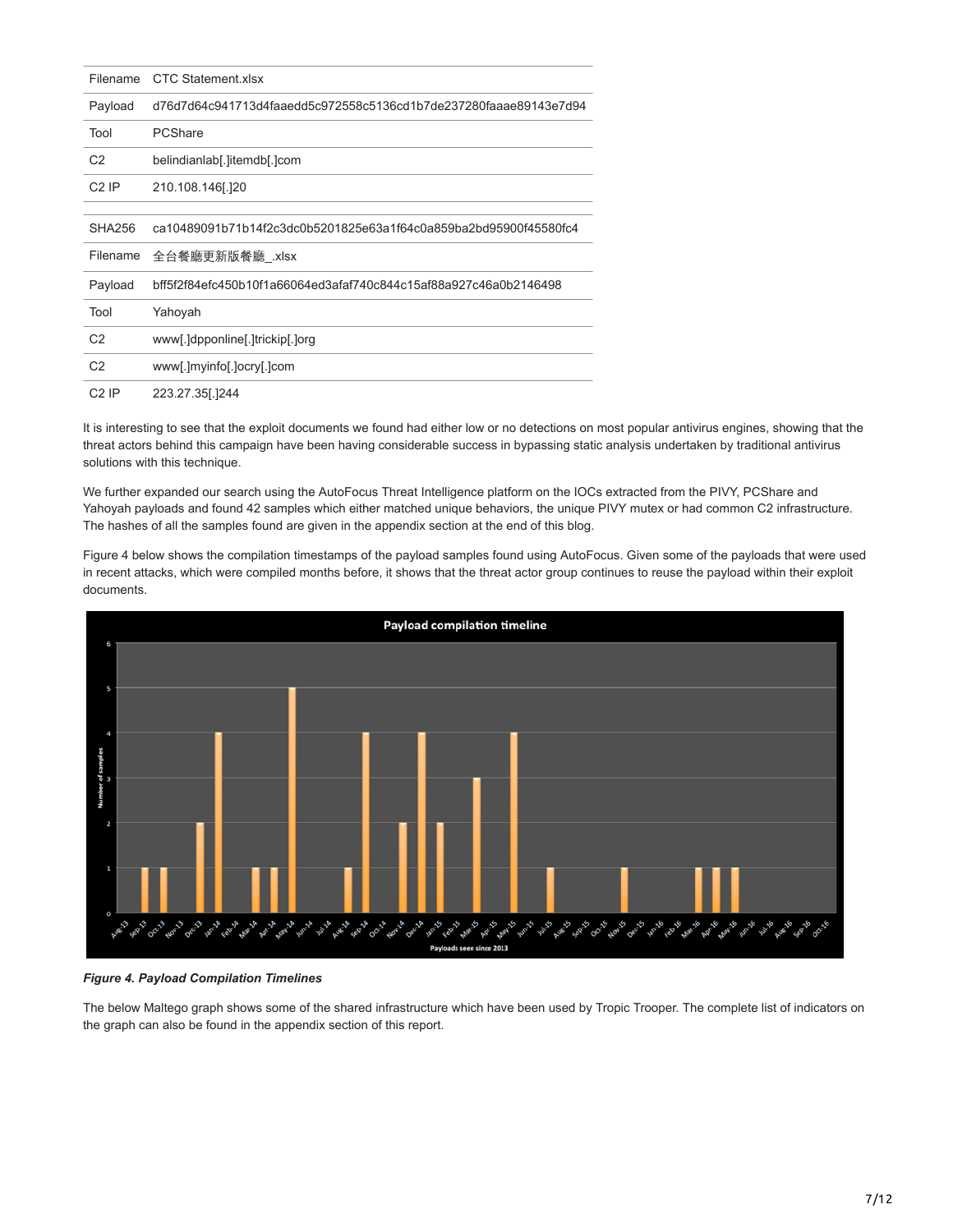| Filename | CTC Statement.xlsx |
|---|---|
| Payload | d76d7d64c941713d4faaedd5c972558c5136cd1b7de237280faaae89143e7d94 |
| Tool | PCShare |
| C2 | belindianlab[.]itemdb[.]com |
| C2 IP | 210.108.146[.]20 |

| SHA256 | ca10489091b71b14f2c3dc0b5201825e63a1f64c0a859ba2bd95900f45580fc4 |
|---|---|
| Filename | 全台餐廳更新版餐廳_.xlsx |
| Payload | bff5f2f84efc450b10f1a66064ed3afaf740c844c15af88a927c46a0b2146498 |
| Tool | Yahoyah |
| C2 | www[.]dpponline[.]trickip[.]org |
| C2 | www[.]myinfo[.]ocry[.]com |
| C2 IP | 223.27.35[.]244 |

It is interesting to see that the exploit documents we found had either low or no detections on most popular antivirus engines, showing that the threat actors behind this campaign have been having considerable success in bypassing static analysis undertaken by traditional antivirus solutions with this technique.

We further expanded our search using the AutoFocus Threat Intelligence platform on the IOCs extracted from the PIVY, PCShare and Yahoyah payloads and found 42 samples which either matched unique behaviors, the unique PIVY mutex or had common C2 infrastructure. The hashes of all the samples found are given in the appendix section at the end of this blog.

Figure 4 below shows the compilation timestamps of the payload samples found using AutoFocus. Given some of the payloads that were used in recent attacks, which were compiled months before, it shows that the threat actor group continues to reuse the payload within their exploit documents.

***Figure 4. Payload Compilation Timelines***

The below Maltego graph shows some of the shared infrastructure which have been used by Tropic Trooper. The complete list of indicators on the graph can also be found in the appendix section of this report.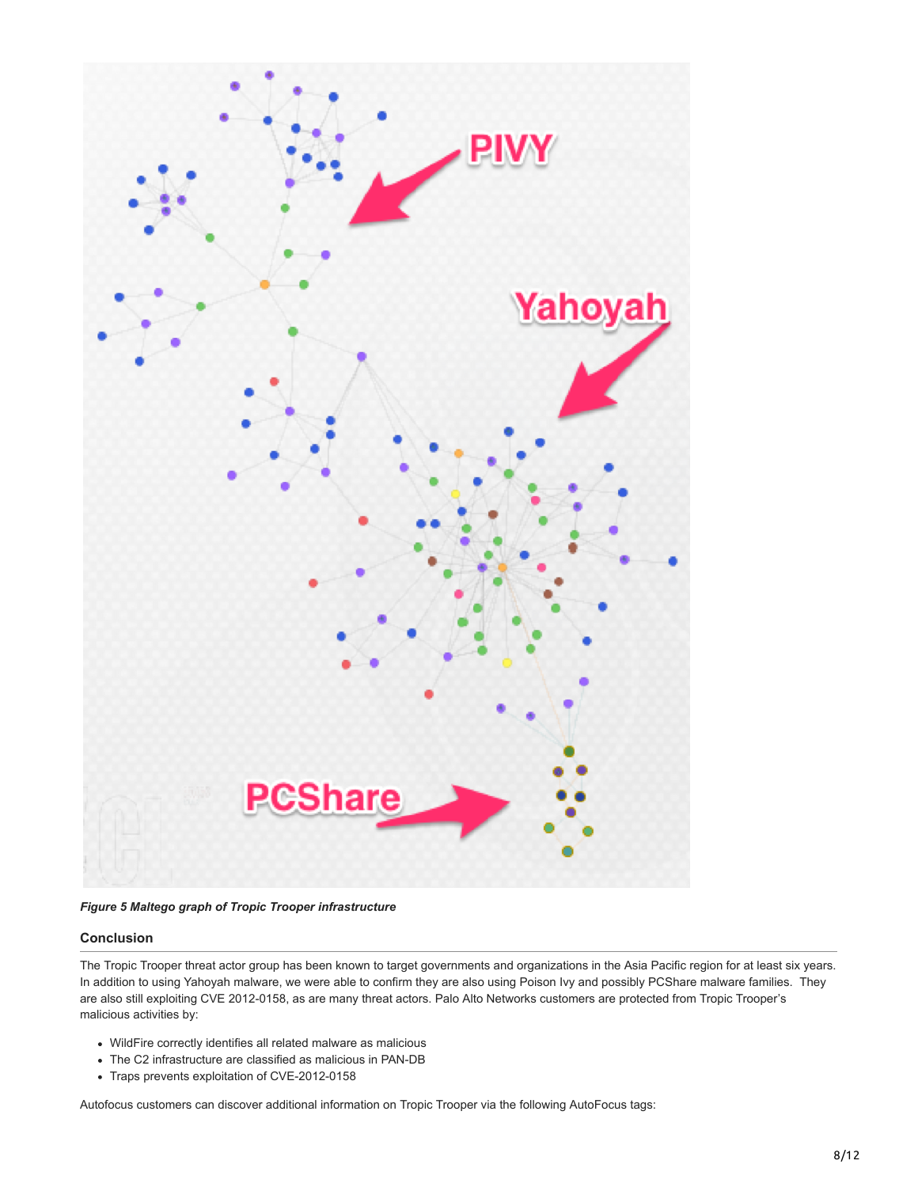*Figure 5 Maltego graph of Tropic Trooper infrastructure*

### Conclusion

The Tropic Trooper threat actor group has been known to target governments and organizations in the Asia Pacific region for at least six years. In addition to using Yahoyah malware, we were able to confirm they are also using Poison Ivy and possibly PCShare malware families. They are also still exploiting CVE 2012-0158, as are many threat actors. Palo Alto Networks customers are protected from Tropic Trooper's malicious activities by:

- WildFire correctly identifies all related malware as malicious
- The C2 infrastructure are classified as malicious in PAN-DB
- Traps prevents exploitation of CVE-2012-0158

Autofocus customers can discover additional information on Tropic Trooper via the following AutoFocus tags: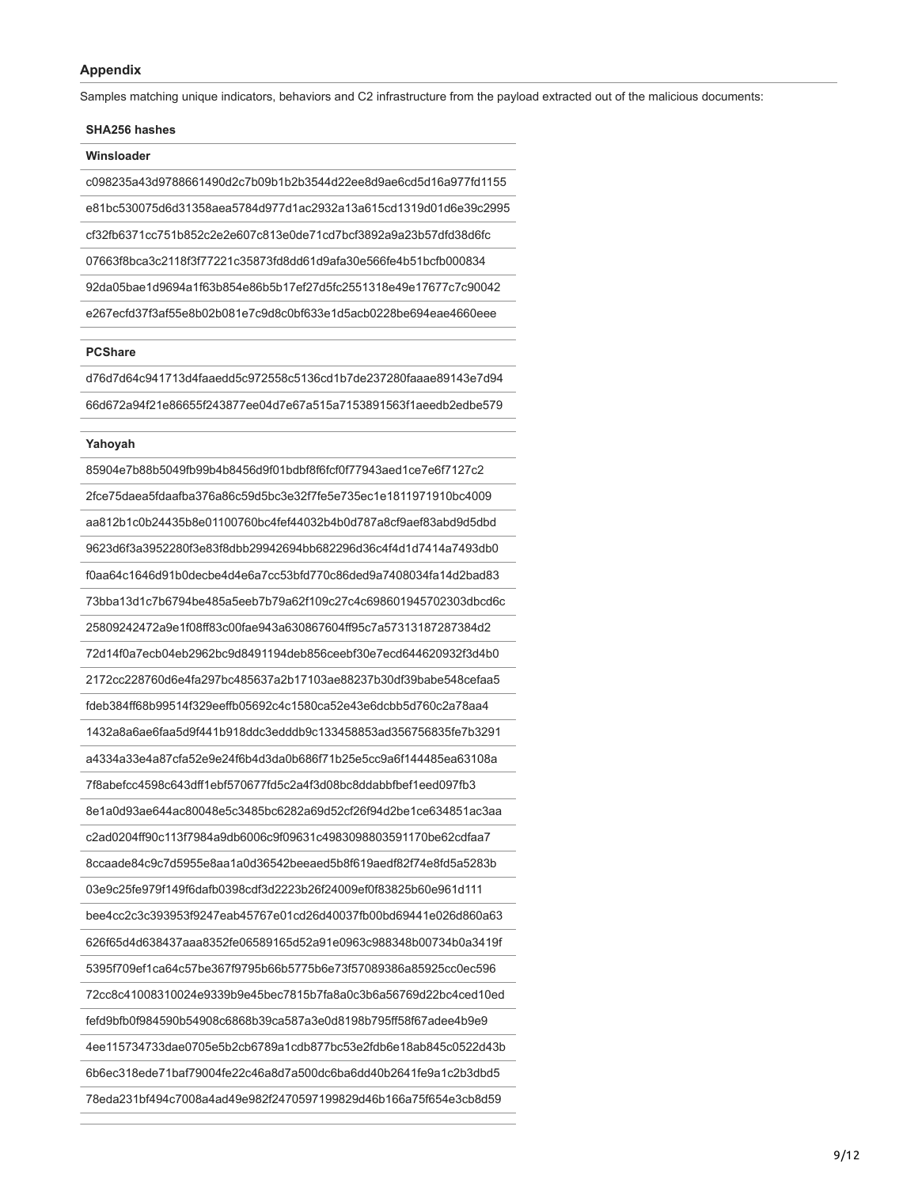### Appendix

Samples matching unique indicators, behaviors and C2 infrastructure from the payload extracted out of the malicious documents:

| SHA256 hashes |
|---|
| **Winsloader** |
| c098235a43d9788661490d2c7b09b1b2b3544d22ee8d9ae6cd5d16a977fd1155 |
| e81bc530075d6d31358aea5784d977d1ac2932a13a615cd1319d01d6e39c2995 |
| cf32fb6371cc751b852c2e2e607c813e0de71cd7bcf3892a9a23b57dfd38d6fc |
| 07663f8bca3c2118f3f77221c35873fd8dd61d9afa30e566fe4b51bcfb000834 |
| 92da05bae1d9694a1f63b854e86b5b17ef27d5fc2551318e49e17677c7c90042 |
| e267ecfd37f3af55e8b02b081e7c9d8c0bf633e1d5acb0228be694eae4660eee |

| PCShare |
|---|
| d76d7d64c941713d4faaedd5c972558c5136cd1b7de237280faaae89143e7d94 |
| 66d672a94f21e86655f243877ee04d7e67a515a7153891563f1aeedb2edbe579 |

| Yahoyah |
|---|
| 85904e7b88b5049fb99b4b8456d9f01bdbf8f6fcf0f77943aed1ce7e6f7127c2 |
| 2fce75daea5fdaafba376a86c59d5bc3e32f7fe5e735ec1e1811971910bc4009 |
| aa812b1c0b24435b8e01100760bc4fef44032b4b0d787a8cf9aef83abd9d5dbd |
| 9623d6f3a3952280f3e83f8dbb29942694bb682296d36c4f4d1d7414a7493db0 |
| f0aa64c1646d91b0decbe4d4e6a7cc53bfd770c86ded9a7408034fa14d2bad83 |
| 73bba13d1c7b6794be485a5eeb7b79a62f109c27c4c698601945702303dbcd6c |
| 25809242472a9e1f08ff83c00fae943a630867604ff95c7a57313187287384d2 |
| 72d14f0a7ecb04eb2962bc9d8491194deb856ceebf30e7ecd644620932f3d4b0 |
| 2172cc228760d6e4fa297bc485637a2b17103ae88237b30df39babe548cefaa5 |
| fdeb384ff68b99514f329eeffb05692c4c1580ca52e43e6dcbb5d760c2a78aa4 |
| 1432a8a6ae6faa5d9f441b918ddc3edddb9c133458853ad356756835fe7b3291 |
| a4334a33e4a87cfa52e9e24f6b4d3da0b686f71b25e5cc9a6f144485ea63108a |
| 7f8abefcc4598c643dff1ebf570677fd5c2a4f3d08bc8ddabbfbef1eed097fb3 |
| 8e1a0d93ae644ac80048e5c3485bc6282a69d52cf26f94d2be1ce634851ac3aa |
| c2ad0204ff90c113f7984a9db6006c9f09631c4983098803591170be62cdfaa7 |
| 8ccaade84c9c7d5955e8aa1a0d36542beeaed5b8f619aedf82f74e8fd5a5283b |
| 03e9c25fe979f149f6dafb0398cdf3d2223b26f24009ef0f83825b60e961d111 |
| bee4cc2c3c393953f9247eab45767e01cd26d40037fb00bd69441e026d860a63 |
| 626f65d4d638437aaa8352fe06589165d52a91e0963c988348b00734b0a3419f |
| 5395f709ef1ca64c57be367f9795b66b5775b6e73f57089386a85925cc0ec596 |
| 72cc8c41008310024e9339b9e45bec7815b7fa8a0c3b6a56769d22bc4ced10ed |
| fefd9bfb0f984590b54908c6868b39ca587a3e0d8198b795ff58f67adee4b9e9 |
| 4ee115734733dae0705e5b2cb6789a1cdb877bc53e2fdb6e18ab845c0522d43b |
| 6b6ec318ede71baf79004fe22c46a8d7a500dc6ba6dd40b2641fe9a1c2b3dbd5 |
| 78eda231bf494c7008a4ad49e982f2470597199829d46b166a75f654e3cb8d59 |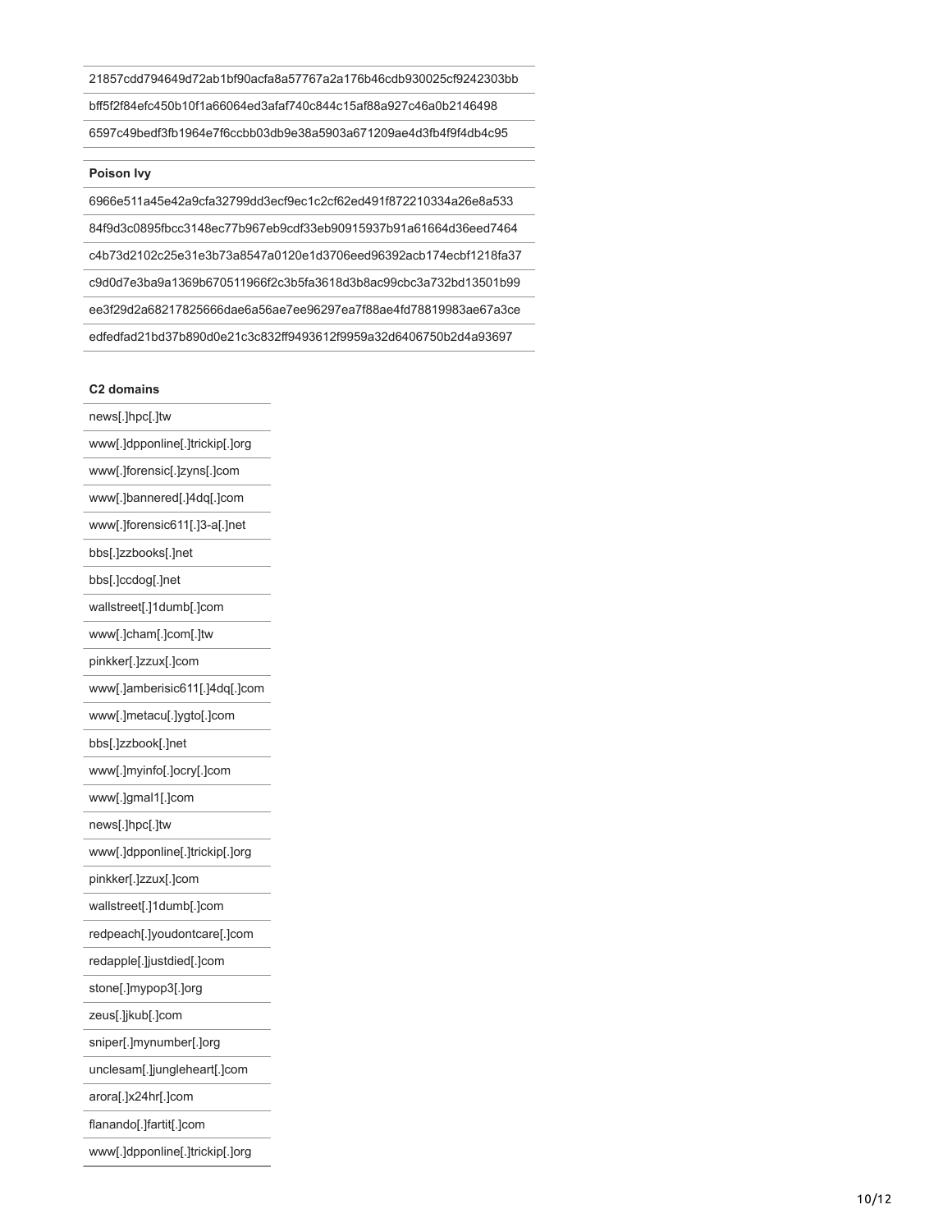| |
|---|
| 21857cdd794649d72ab1bf90acfa8a57767a2a176b46cdb930025cf9242303bb |
| bff5f2f84efc450b10f1a66064ed3afaf740c844c15af88a927c46a0b2146498 |
| 6597c49bedf3fb1964e7f6ccbb03db9e38a5903a671209ae4d3fb4f9f4db4c95 |

| Poison Ivy |
|---|
| 6966e511a45e42a9cfa32799dd3ecf9ec1c2cf62ed491f872210334a26e8a533 |
| 84f9d3c0895fbcc3148ec77b967eb9cdf33eb90915937b91a61664d36eed7464 |
| c4b73d2102c25e31e3b73a8547a0120e1d3706eed96392acb174ecbf1218fa37 |
| c9d0d7e3ba9a1369b670511966f2c3b5fa3618d3b8ac99cbc3a732bd13501b99 |
| ee3f29d2a68217825666dae6a56ae7ee96297ea7f88ae4fd78819983ae67a3ce |
| edfedfad21bd37b890d0e21c3c832ff9493612f9959a32d6406750b2d4a93697 |

| C2 domains |
|---|
| news[.]hpc[.]tw |
| www[.]dpponline[.]trickip[.]org |
| www[.]forensic[.]zyns[.]com |
| www[.]bannered[.]4dq[.]com |
| www[.]forensic611[.]3-a[.]net |
| bbs[.]zzbooks[.]net |
| bbs[.]ccdog[.]net |
| wallstreet[.]1dumb[.]com |
| www[.]cham[.]com[.]tw |
| pinkker[.]zzux[.]com |
| www[.]amberisic611[.]4dq[.]com |
| www[.]metacu[.]ygto[.]com |
| bbs[.]zzbook[.]net |
| www[.]myinfo[.]ocry[.]com |
| www[.]gmal1[.]com |
| news[.]hpc[.]tw |
| www[.]dpponline[.]trickip[.]org |
| pinkker[.]zzux[.]com |
| wallstreet[.]1dumb[.]com |
| redpeach[.]youdontcare[.]com |
| redapple[.]justdied[.]com |
| stone[.]mypop3[.]org |
| zeus[.]jkub[.]com |
| sniper[.]mynumber[.]org |
| unclesam[.]jungleheart[.]com |
| arora[.]x24hr[.]com |
| flanando[.]fartit[.]com |
| www[.]dpponline[.]trickip[.]org |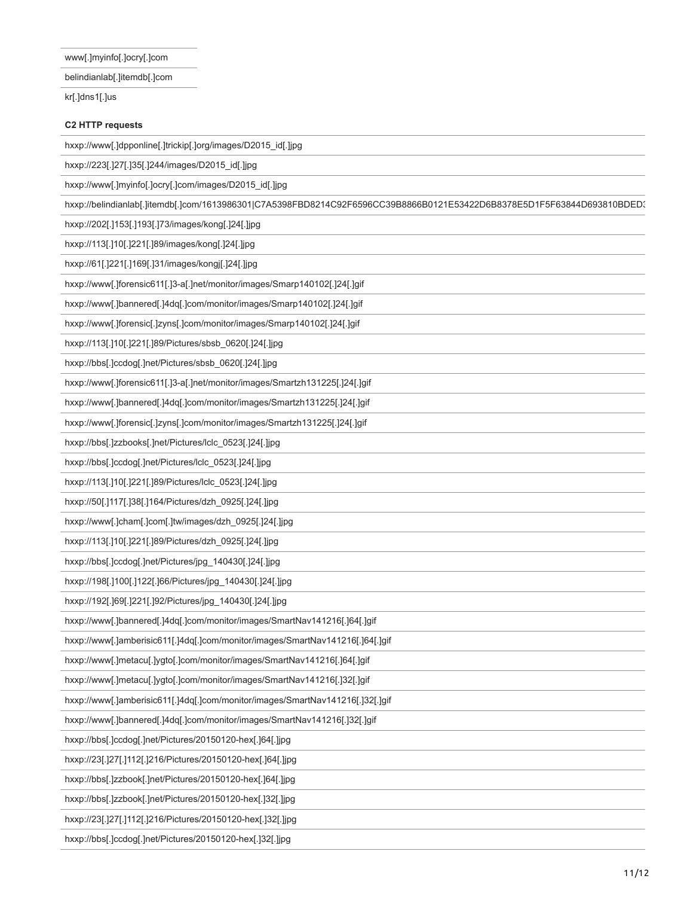| www[.]myinfo[.]ocry[.]com |
|---|
| belindianlab[.]itemdb[.]com |
| kr[.]dns1[.]us |

**C2 HTTP requests**

| hxxp://www[.]dpponline[.]trickip[.]org/images/D2015_id[.]jpg |
|---|
| hxxp://223[.]27[.]35[.]244/images/D2015_id[.]jpg |
| hxxp://www[.]myinfo[.]ocry[.]com/images/D2015_id[.]jpg |
| hxxp://belindianlab[.]itemdb[.]com/1613986301\|C7A5398FBD8214C92F6596CC39B8866B0121E53422D6B8378E5D1F5F63844D693810BDED3 |
| hxxp://202[.]153[.]193[.]73/images/kong[.]24[.]jpg |
| hxxp://113[.]10[.]221[.]89/images/kong[.]24[.]jpg |
| hxxp://61[.]221[.]169[.]31/images/kongj[.]24[.]jpg |
| hxxp://www[.]forensic611[.]3-a[.]net/monitor/images/Smarp140102[.]24[.]gif |
| hxxp://www[.]bannered[.]4dq[.]com/monitor/images/Smarp140102[.]24[.]gif |
| hxxp://www[.]forensic[.]zyns[.]com/monitor/images/Smarp140102[.]24[.]gif |
| hxxp://113[.]10[.]221[.]89/Pictures/sbsb_0620[.]24[.]jpg |
| hxxp://bbs[.]ccdog[.]net/Pictures/sbsb_0620[.]24[.]jpg |
| hxxp://www[.]forensic611[.]3-a[.]net/monitor/images/Smartzh131225[.]24[.]gif |
| hxxp://www[.]bannered[.]4dq[.]com/monitor/images/Smartzh131225[.]24[.]gif |
| hxxp://www[.]forensic[.]zyns[.]com/monitor/images/Smartzh131225[.]24[.]gif |
| hxxp://bbs[.]zzbooks[.]net/Pictures/lclc_0523[.]24[.]jpg |
| hxxp://bbs[.]ccdog[.]net/Pictures/lclc_0523[.]24[.]jpg |
| hxxp://113[.]10[.]221[.]89/Pictures/lclc_0523[.]24[.]jpg |
| hxxp://50[.]117[.]38[.]164/Pictures/dzh_0925[.]24[.]jpg |
| hxxp://www[.]cham[.]com[.]tw/images/dzh_0925[.]24[.]jpg |
| hxxp://113[.]10[.]221[.]89/Pictures/dzh_0925[.]24[.]jpg |
| hxxp://bbs[.]ccdog[.]net/Pictures/jpg_140430[.]24[.]jpg |
| hxxp://198[.]100[.]122[.]66/Pictures/jpg_140430[.]24[.]jpg |
| hxxp://192[.]69[.]221[.]92/Pictures/jpg_140430[.]24[.]jpg |
| hxxp://www[.]bannered[.]4dq[.]com/monitor/images/SmartNav141216[.]64[.]gif |
| hxxp://www[.]amberisic611[.]4dq[.]com/monitor/images/SmartNav141216[.]64[.]gif |
| hxxp://www[.]metacu[.]ygto[.]com/monitor/images/SmartNav141216[.]64[.]gif |
| hxxp://www[.]metacu[.]ygto[.]com/monitor/images/SmartNav141216[.]32[.]gif |
| hxxp://www[.]amberisic611[.]4dq[.]com/monitor/images/SmartNav141216[.]32[.]gif |
| hxxp://www[.]bannered[.]4dq[.]com/monitor/images/SmartNav141216[.]32[.]gif |
| hxxp://bbs[.]ccdog[.]net/Pictures/20150120-hex[.]64[.]jpg |
| hxxp://23[.]27[.]112[.]216/Pictures/20150120-hex[.]64[.]jpg |
| hxxp://bbs[.]zzbook[.]net/Pictures/20150120-hex[.]64[.]jpg |
| hxxp://bbs[.]zzbook[.]net/Pictures/20150120-hex[.]32[.]jpg |
| hxxp://23[.]27[.]112[.]216/Pictures/20150120-hex[.]32[.]jpg |
| hxxp://bbs[.]ccdog[.]net/Pictures/20150120-hex[.]32[.]jpg |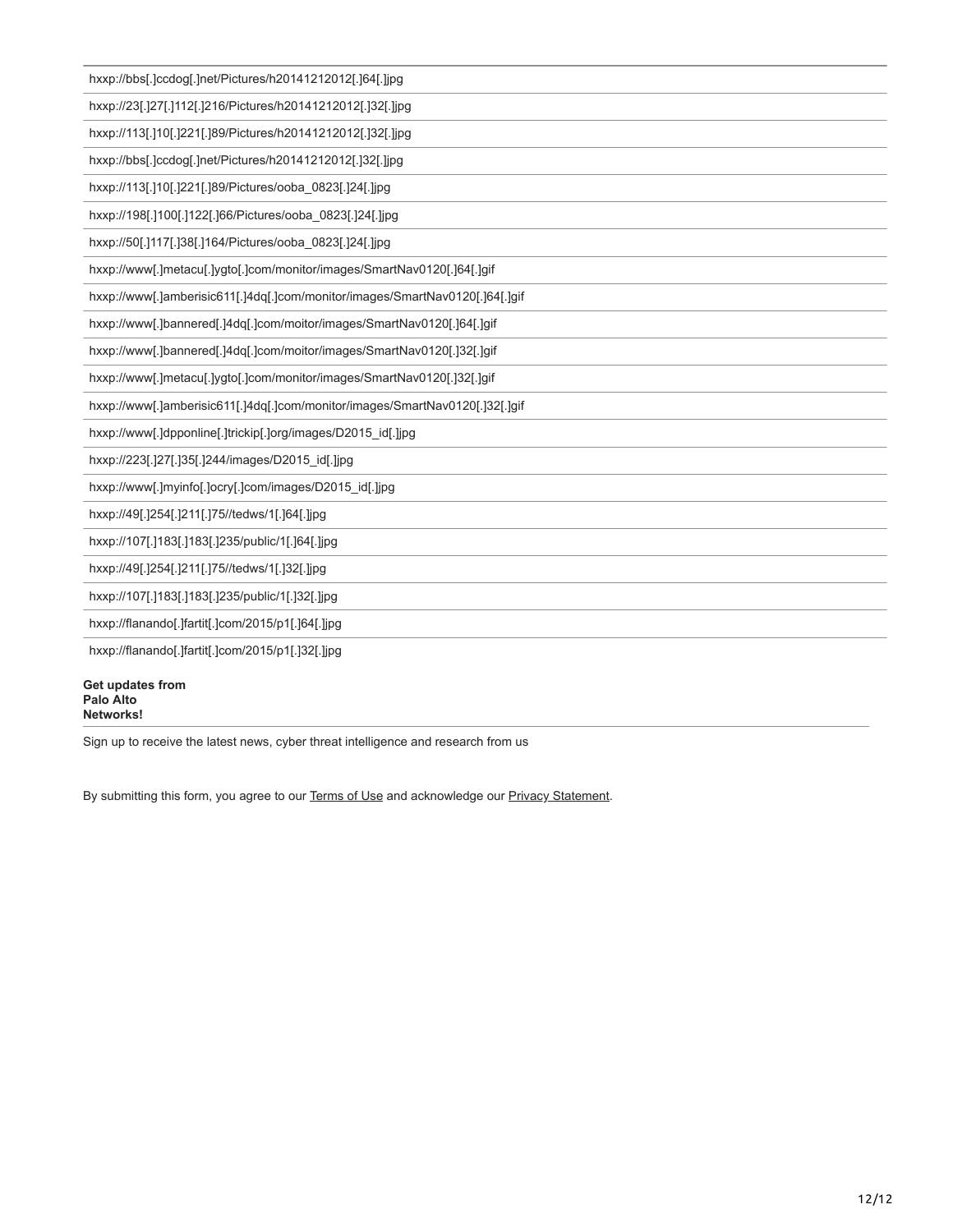| |
|---|
| hxxp://bbs[.]ccdog[.]net/Pictures/h20141212012[.]64[.]jpg |
| hxxp://23[.]27[.]112[.]216/Pictures/h20141212012[.]32[.]jpg |
| hxxp://113[.]10[.]221[.]89/Pictures/h20141212012[.]32[.]jpg |
| hxxp://bbs[.]ccdog[.]net/Pictures/h20141212012[.]32[.]jpg |
| hxxp://113[.]10[.]221[.]89/Pictures/ooba_0823[.]24[.]jpg |
| hxxp://198[.]100[.]122[.]66/Pictures/ooba_0823[.]24[.]jpg |
| hxxp://50[.]117[.]38[.]164/Pictures/ooba_0823[.]24[.]jpg |
| hxxp://www[.]metacu[.]ygto[.]com/monitor/images/SmartNav0120[.]64[.]gif |
| hxxp://www[.]amberisic611[.]4dq[.]com/monitor/images/SmartNav0120[.]64[.]gif |
| hxxp://www[.]bannered[.]4dq[.]com/moitor/images/SmartNav0120[.]64[.]gif |
| hxxp://www[.]bannered[.]4dq[.]com/moitor/images/SmartNav0120[.]32[.]gif |
| hxxp://www[.]metacu[.]ygto[.]com/monitor/images/SmartNav0120[.]32[.]gif |
| hxxp://www[.]amberisic611[.]4dq[.]com/monitor/images/SmartNav0120[.]32[.]gif |
| hxxp://www[.]dpponline[.]trickip[.]org/images/D2015_id[.]jpg |
| hxxp://223[.]27[.]35[.]244/images/D2015_id[.]jpg |
| hxxp://www[.]myinfo[.]ocry[.]com/images/D2015_id[.]jpg |
| hxxp://49[.]254[.]211[.]75//tedws/1[.]64[.]jpg |
| hxxp://107[.]183[.]183[.]235/public/1[.]64[.]jpg |
| hxxp://49[.]254[.]211[.]75//tedws/1[.]32[.]jpg |
| hxxp://107[.]183[.]183[.]235/public/1[.]32[.]jpg |
| hxxp://flanando[.]fartit[.]com/2015/p1[.]64[.]jpg |
| hxxp://flanando[.]fartit[.]com/2015/p1[.]32[.]jpg |

**Get updates from Palo Alto Networks!**

Sign up to receive the latest news, cyber threat intelligence and research from us

By submitting this form, you agree to our Terms of Use and acknowledge our Privacy Statement.